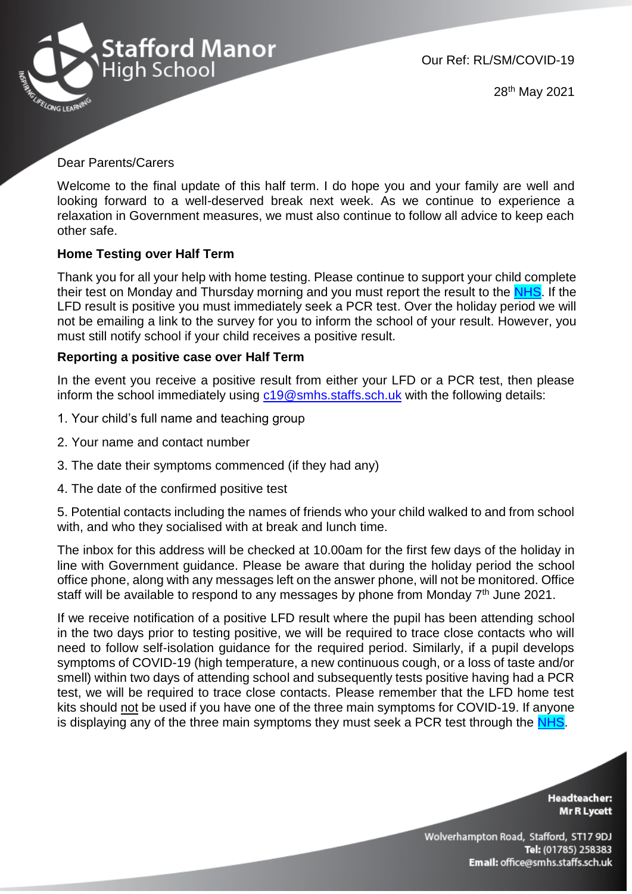**Stafford Manor High School**

Our Ref: RL/SM/COVID-19

28th May 2021

Dear Parents/Carers

Welcome to the final update of this half term. I do hope you and your family are well and looking forward to a well-deserved break next week. As we continue to experience a relaxation in Government measures, we must also continue to follow all advice to keep each other safe.

**Home Testing over Half Term**

Thank you for all your help with home testing. Please continue to support your child complete their test on Monday and Thursday morning and you must report the result to the NHS. If the LFD result is positive you must immediately seek a PCR test. Over the holiday period we will not be emailing a link to the survey for you to inform the school of your result. However, you must still notify school if your child receives a positive result.

**Reporting a positive case over Half Term**

In the event you receive a positive result from either your LFD or a PCR test, then please inform the school immediately using c19@smhs.staffs.sch.uk with the following details:

1. Your child's full name and teaching group
2. Your name and contact number
3. The date their symptoms commenced (if they had any)
4. The date of the confirmed positive test
5. Potential contacts including the names of friends who your child walked to and from school with, and who they socialised with at break and lunch time.

The inbox for this address will be checked at 10.00am for the first few days of the holiday in line with Government guidance. Please be aware that during the holiday period the school office phone, along with any messages left on the answer phone, will not be monitored. Office staff will be available to respond to any messages by phone from Monday 7th June 2021.

If we receive notification of a positive LFD result where the pupil has been attending school in the two days prior to testing positive, we will be required to trace close contacts who will need to follow self-isolation guidance for the required period. Similarly, if a pupil develops symptoms of COVID-19 (high temperature, a new continuous cough, or a loss of taste and/or smell) within two days of attending school and subsequently tests positive having had a PCR test, we will be required to trace close contacts. Please remember that the LFD home test kits should not be used if you have one of the three main symptoms for COVID-19. If anyone is displaying any of the three main symptoms they must seek a PCR test through the NHS.

**Headteacher:** Mr R Lycett

Wolverhampton Road, Stafford, ST17 9DJ
**Tel:** (01785) 258383
**Email:** office@smhs.staffs.sch.uk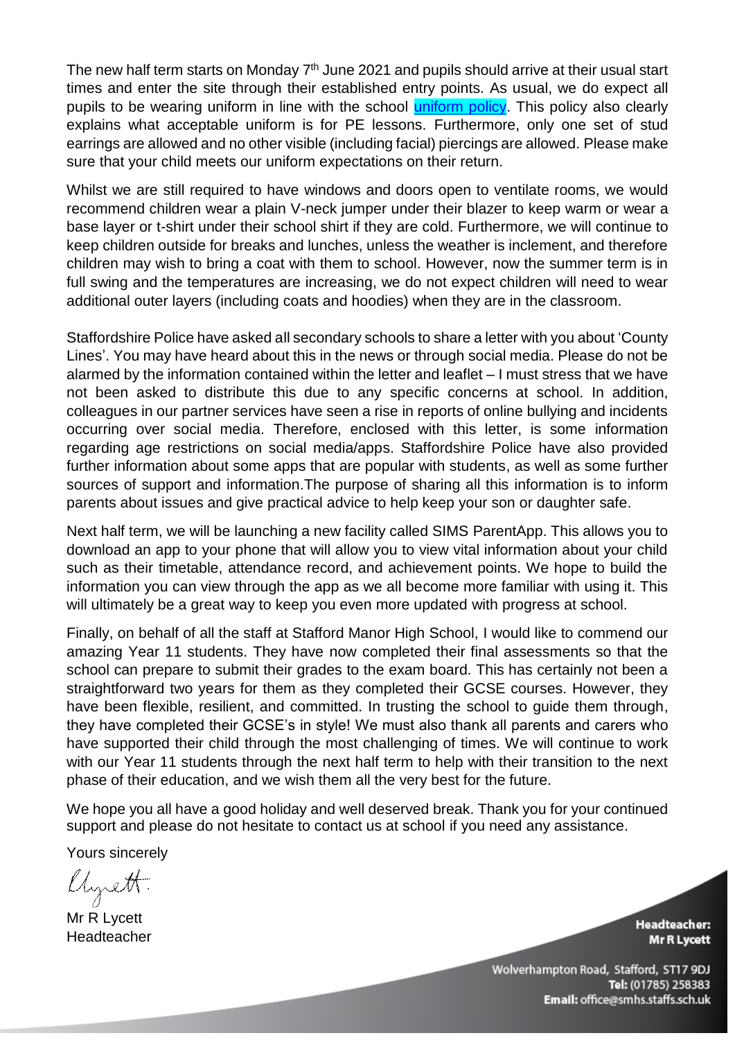The new half term starts on Monday 7th June 2021 and pupils should arrive at their usual start times and enter the site through their established entry points. As usual, we do expect all pupils to be wearing uniform in line with the school uniform policy. This policy also clearly explains what acceptable uniform is for PE lessons. Furthermore, only one set of stud earrings are allowed and no other visible (including facial) piercings are allowed. Please make sure that your child meets our uniform expectations on their return.

Whilst we are still required to have windows and doors open to ventilate rooms, we would recommend children wear a plain V-neck jumper under their blazer to keep warm or wear a base layer or t-shirt under their school shirt if they are cold. Furthermore, we will continue to keep children outside for breaks and lunches, unless the weather is inclement, and therefore children may wish to bring a coat with them to school. However, now the summer term is in full swing and the temperatures are increasing, we do not expect children will need to wear additional outer layers (including coats and hoodies) when they are in the classroom.

Staffordshire Police have asked all secondary schools to share a letter with you about 'County Lines'. You may have heard about this in the news or through social media. Please do not be alarmed by the information contained within the letter and leaflet – I must stress that we have not been asked to distribute this due to any specific concerns at school. In addition, colleagues in our partner services have seen a rise in reports of online bullying and incidents occurring over social media. Therefore, enclosed with this letter, is some information regarding age restrictions on social media/apps. Staffordshire Police have also provided further information about some apps that are popular with students, as well as some further sources of support and information.The purpose of sharing all this information is to inform parents about issues and give practical advice to help keep your son or daughter safe.

Next half term, we will be launching a new facility called SIMS ParentApp. This allows you to download an app to your phone that will allow you to view vital information about your child such as their timetable, attendance record, and achievement points. We hope to build the information you can view through the app as we all become more familiar with using it. This will ultimately be a great way to keep you even more updated with progress at school.

Finally, on behalf of all the staff at Stafford Manor High School, I would like to commend our amazing Year 11 students. They have now completed their final assessments so that the school can prepare to submit their grades to the exam board. This has certainly not been a straightforward two years for them as they completed their GCSE courses. However, they have been flexible, resilient, and committed. In trusting the school to guide them through, they have completed their GCSE's in style! We must also thank all parents and carers who have supported their child through the most challenging of times. We will continue to work with our Year 11 students through the next half term to help with their transition to the next phase of their education, and we wish them all the very best for the future.

We hope you all have a good holiday and well deserved break. Thank you for your continued support and please do not hesitate to contact us at school if you need any assistance.

Yours sincerely

Mr R Lycett
Headteacher

**Headteacher:**
**Mr R Lycett**

Wolverhampton Road, Stafford, ST17 9DJ
**Tel:** (01785) 258383
**Email:** office@smhs.staffs.sch.uk